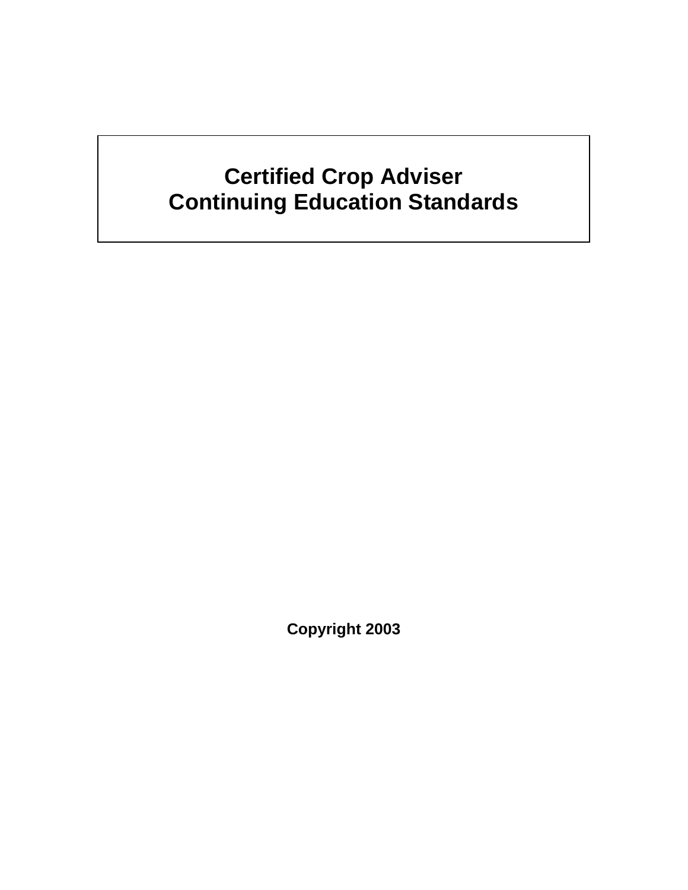# Certified Crop Adviser
# Continuing Education Standards

**Copyright 2003**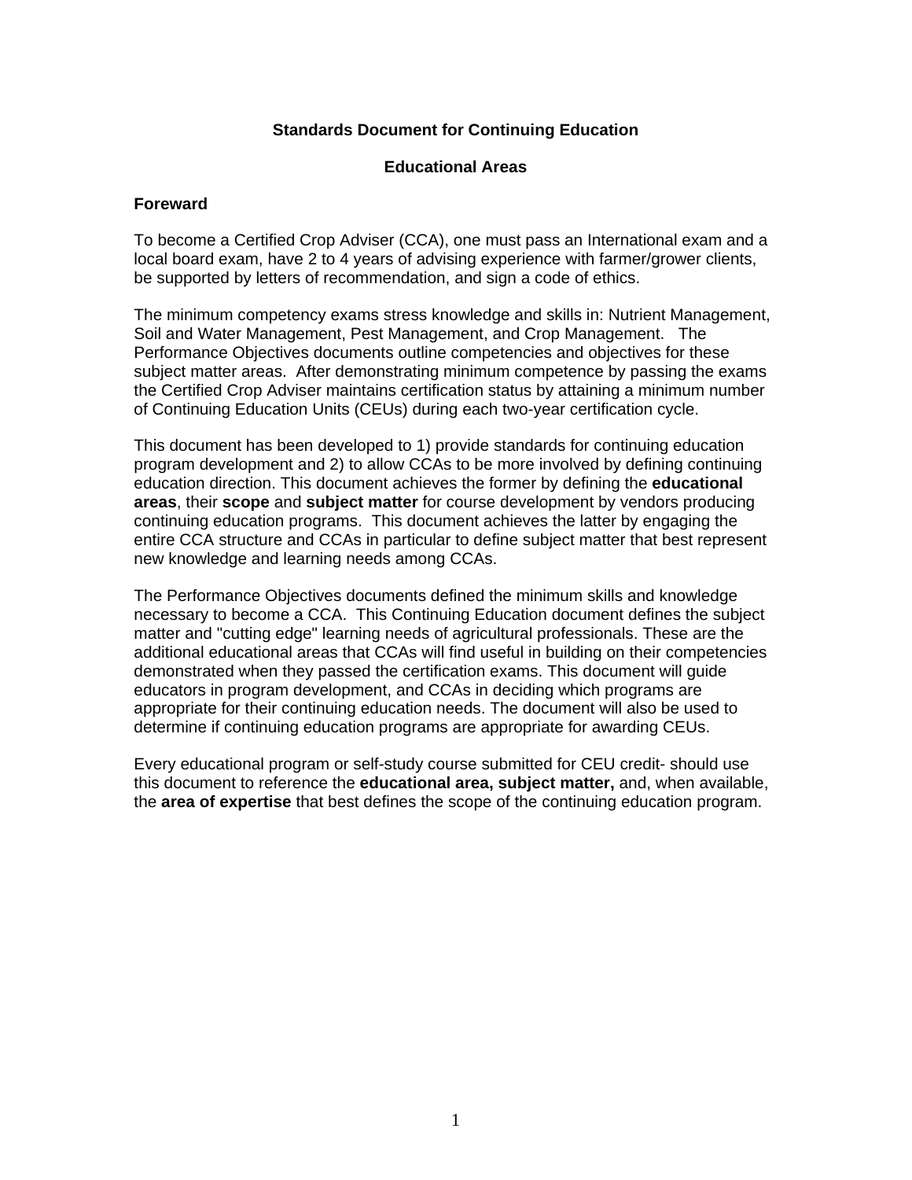## Standards Document for Continuing Education

## Educational Areas

### Foreward

To become a Certified Crop Adviser (CCA), one must pass an International exam and a local board exam, have 2 to 4 years of advising experience with farmer/grower clients, be supported by letters of recommendation, and sign a code of ethics.

The minimum competency exams stress knowledge and skills in: Nutrient Management, Soil and Water Management, Pest Management, and Crop Management. The Performance Objectives documents outline competencies and objectives for these subject matter areas. After demonstrating minimum competence by passing the exams the Certified Crop Adviser maintains certification status by attaining a minimum number of Continuing Education Units (CEUs) during each two-year certification cycle.

This document has been developed to 1) provide standards for continuing education program development and 2) to allow CCAs to be more involved by defining continuing education direction. This document achieves the former by defining the **educational areas**, their **scope** and **subject matter** for course development by vendors producing continuing education programs. This document achieves the latter by engaging the entire CCA structure and CCAs in particular to define subject matter that best represent new knowledge and learning needs among CCAs.

The Performance Objectives documents defined the minimum skills and knowledge necessary to become a CCA. This Continuing Education document defines the subject matter and "cutting edge" learning needs of agricultural professionals. These are the additional educational areas that CCAs will find useful in building on their competencies demonstrated when they passed the certification exams. This document will guide educators in program development, and CCAs in deciding which programs are appropriate for their continuing education needs. The document will also be used to determine if continuing education programs are appropriate for awarding CEUs.

Every educational program or self-study course submitted for CEU credit- should use this document to reference the **educational area, subject matter,** and, when available, the **area of expertise** that best defines the scope of the continuing education program.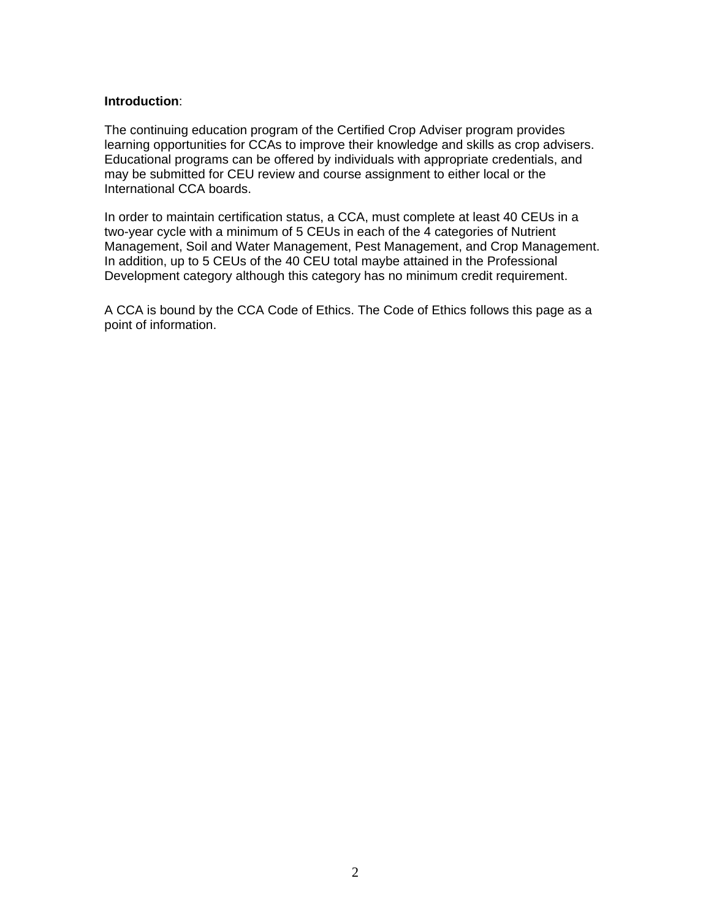**Introduction**:

The continuing education program of the Certified Crop Adviser program provides learning opportunities for CCAs to improve their knowledge and skills as crop advisers. Educational programs can be offered by individuals with appropriate credentials, and may be submitted for CEU review and course assignment to either local or the International CCA boards.

In order to maintain certification status, a CCA, must complete at least 40 CEUs in a two-year cycle with a minimum of 5 CEUs in each of the 4 categories of Nutrient Management, Soil and Water Management, Pest Management, and Crop Management. In addition, up to 5 CEUs of the 40 CEU total maybe attained in the Professional Development category although this category has no minimum credit requirement.

A CCA is bound by the CCA Code of Ethics. The Code of Ethics follows this page as a point of information.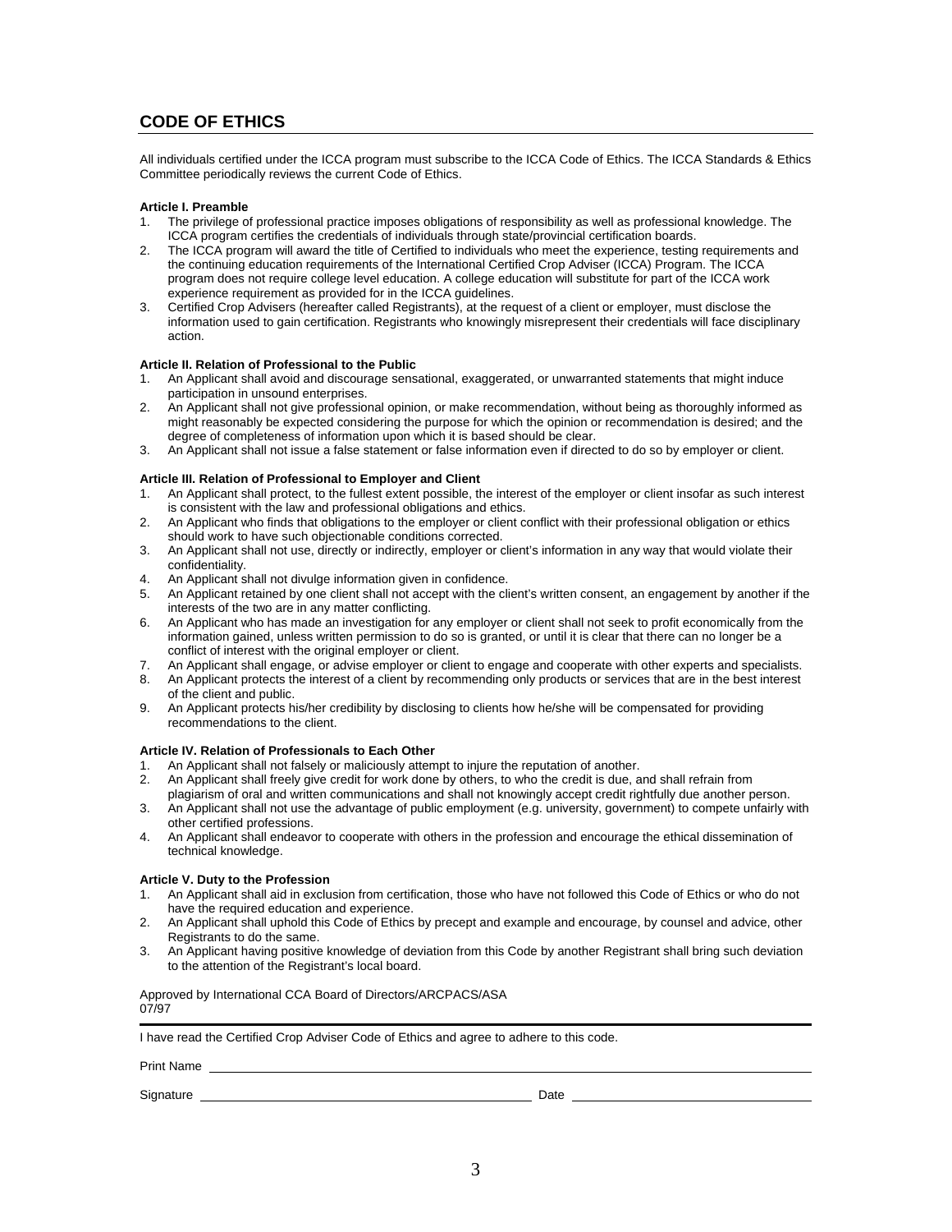## CODE OF ETHICS

All individuals certified under the ICCA program must subscribe to the ICCA Code of Ethics. The ICCA Standards & Ethics Committee periodically reviews the current Code of Ethics.

**Article I. Preamble**

1. The privilege of professional practice imposes obligations of responsibility as well as professional knowledge. The ICCA program certifies the credentials of individuals through state/provincial certification boards.
2. The ICCA program will award the title of Certified to individuals who meet the experience, testing requirements and the continuing education requirements of the International Certified Crop Adviser (ICCA) Program. The ICCA program does not require college level education. A college education will substitute for part of the ICCA work experience requirement as provided for in the ICCA guidelines.
3. Certified Crop Advisers (hereafter called Registrants), at the request of a client or employer, must disclose the information used to gain certification. Registrants who knowingly misrepresent their credentials will face disciplinary action.

**Article II. Relation of Professional to the Public**

1. An Applicant shall avoid and discourage sensational, exaggerated, or unwarranted statements that might induce participation in unsound enterprises.
2. An Applicant shall not give professional opinion, or make recommendation, without being as thoroughly informed as might reasonably be expected considering the purpose for which the opinion or recommendation is desired; and the degree of completeness of information upon which it is based should be clear.
3. An Applicant shall not issue a false statement or false information even if directed to do so by employer or client.

**Article III. Relation of Professional to Employer and Client**

1. An Applicant shall protect, to the fullest extent possible, the interest of the employer or client insofar as such interest is consistent with the law and professional obligations and ethics.
2. An Applicant who finds that obligations to the employer or client conflict with their professional obligation or ethics should work to have such objectionable conditions corrected.
3. An Applicant shall not use, directly or indirectly, employer or client's information in any way that would violate their confidentiality.
4. An Applicant shall not divulge information given in confidence.
5. An Applicant retained by one client shall not accept with the client's written consent, an engagement by another if the interests of the two are in any matter conflicting.
6. An Applicant who has made an investigation for any employer or client shall not seek to profit economically from the information gained, unless written permission to do so is granted, or until it is clear that there can no longer be a conflict of interest with the original employer or client.
7. An Applicant shall engage, or advise employer or client to engage and cooperate with other experts and specialists.
8. An Applicant protects the interest of a client by recommending only products or services that are in the best interest of the client and public.
9. An Applicant protects his/her credibility by disclosing to clients how he/she will be compensated for providing recommendations to the client.

**Article IV. Relation of Professionals to Each Other**

1. An Applicant shall not falsely or maliciously attempt to injure the reputation of another.
2. An Applicant shall freely give credit for work done by others, to who the credit is due, and shall refrain from plagiarism of oral and written communications and shall not knowingly accept credit rightfully due another person.
3. An Applicant shall not use the advantage of public employment (e.g. university, government) to compete unfairly with other certified professions.
4. An Applicant shall endeavor to cooperate with others in the profession and encourage the ethical dissemination of technical knowledge.

**Article V. Duty to the Profession**

1. An Applicant shall aid in exclusion from certification, those who have not followed this Code of Ethics or who do not have the required education and experience.
2. An Applicant shall uphold this Code of Ethics by precept and example and encourage, by counsel and advice, other Registrants to do the same.
3. An Applicant having positive knowledge of deviation from this Code by another Registrant shall bring such deviation to the attention of the Registrant's local board.

Approved by International CCA Board of Directors/ARCPACS/ASA
07/97

---

I have read the Certified Crop Adviser Code of Ethics and agree to adhere to this code.

Print Name ______________________________________________

Signature ______________________________ Date ______________________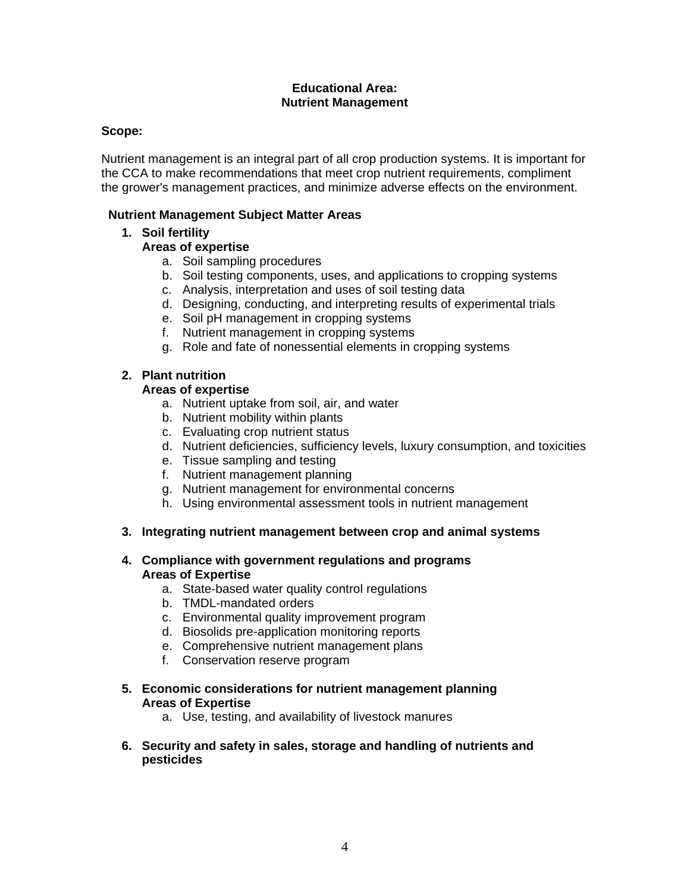**Educational Area:**
**Nutrient Management**

**Scope:**

Nutrient management is an integral part of all crop production systems. It is important for the CCA to make recommendations that meet crop nutrient requirements, compliment the grower's management practices, and minimize adverse effects on the environment.

**Nutrient Management Subject Matter Areas**

1. **Soil fertility**
   **Areas of expertise**
   a. Soil sampling procedures
   b. Soil testing components, uses, and applications to cropping systems
   c. Analysis, interpretation and uses of soil testing data
   d. Designing, conducting, and interpreting results of experimental trials
   e. Soil pH management in cropping systems
   f. Nutrient management in cropping systems
   g. Role and fate of nonessential elements in cropping systems

2. **Plant nutrition**
   **Areas of expertise**
   a. Nutrient uptake from soil, air, and water
   b. Nutrient mobility within plants
   c. Evaluating crop nutrient status
   d. Nutrient deficiencies, sufficiency levels, luxury consumption, and toxicities
   e. Tissue sampling and testing
   f. Nutrient management planning
   g. Nutrient management for environmental concerns
   h. Using environmental assessment tools in nutrient management

3. **Integrating nutrient management between crop and animal systems**

4. **Compliance with government regulations and programs**
   **Areas of Expertise**
   a. State-based water quality control regulations
   b. TMDL-mandated orders
   c. Environmental quality improvement program
   d. Biosolids pre-application monitoring reports
   e. Comprehensive nutrient management plans
   f. Conservation reserve program

5. **Economic considerations for nutrient management planning**
   **Areas of Expertise**
   a. Use, testing, and availability of livestock manures

6. **Security and safety in sales, storage and handling of nutrients and pesticides**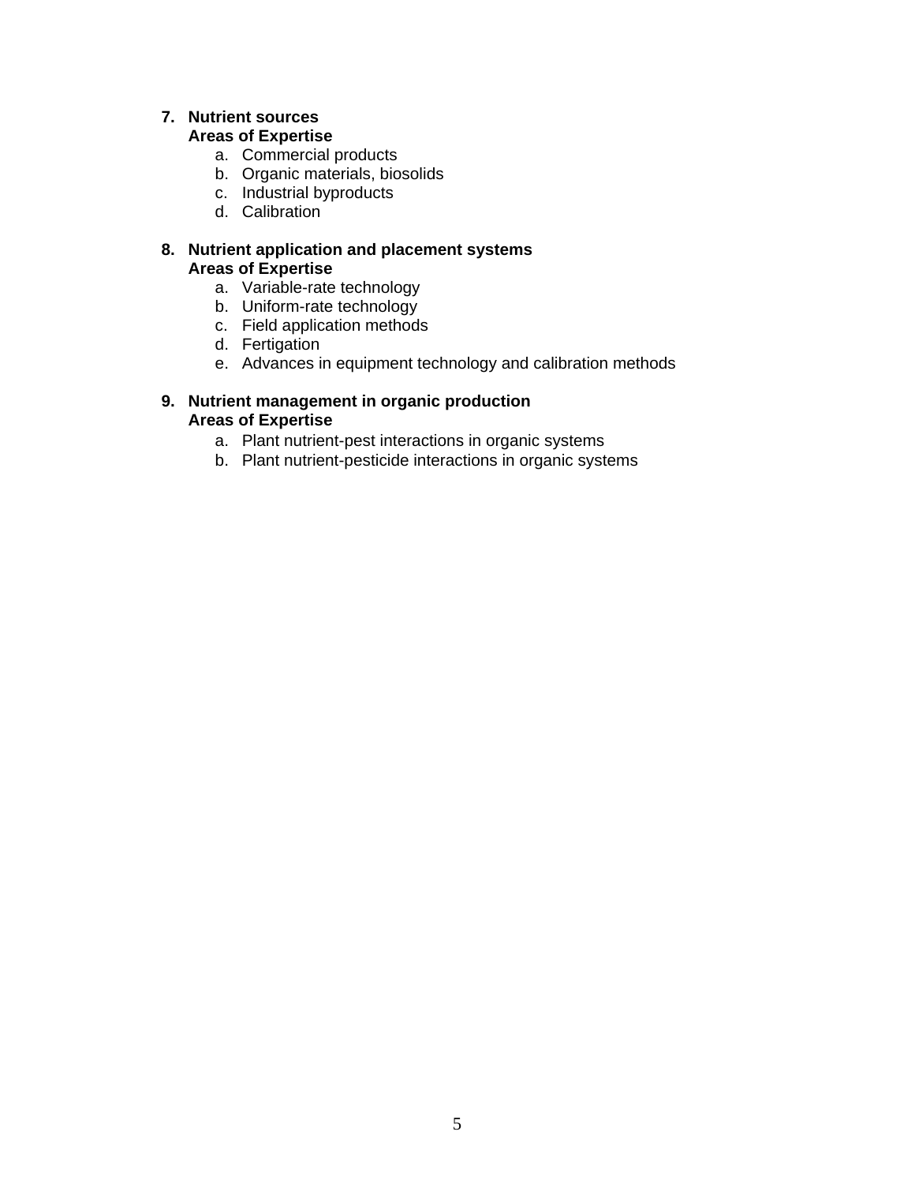7. **Nutrient sources**
   **Areas of Expertise**
   a. Commercial products
   b. Organic materials, biosolids
   c. Industrial byproducts
   d. Calibration

8. **Nutrient application and placement systems**
   **Areas of Expertise**
   a. Variable-rate technology
   b. Uniform-rate technology
   c. Field application methods
   d. Fertigation
   e. Advances in equipment technology and calibration methods

9. **Nutrient management in organic production**
   **Areas of Expertise**
   a. Plant nutrient-pest interactions in organic systems
   b. Plant nutrient-pesticide interactions in organic systems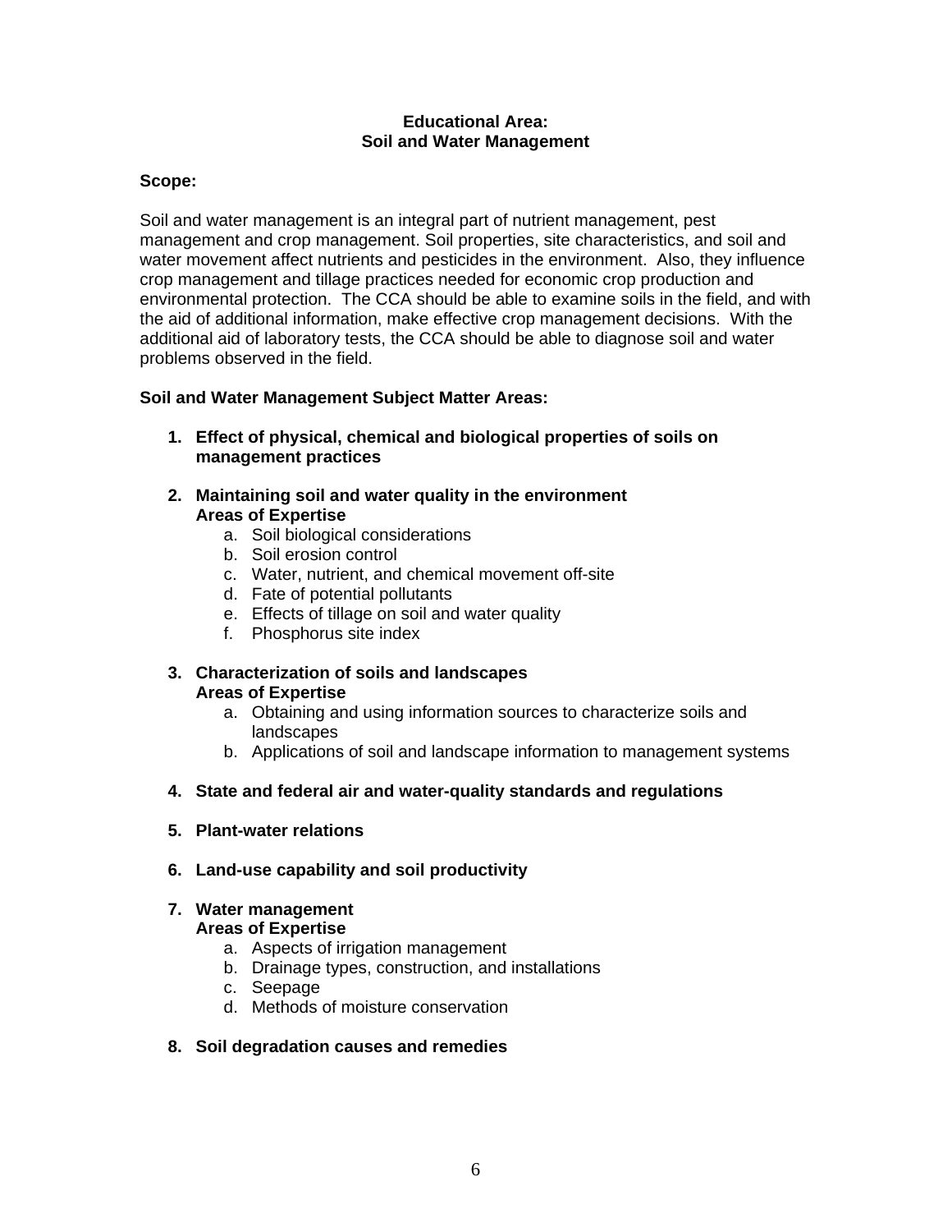## Educational Area: Soil and Water Management

**Scope:**

Soil and water management is an integral part of nutrient management, pest management and crop management. Soil properties, site characteristics, and soil and water movement affect nutrients and pesticides in the environment. Also, they influence crop management and tillage practices needed for economic crop production and environmental protection. The CCA should be able to examine soils in the field, and with the aid of additional information, make effective crop management decisions. With the additional aid of laboratory tests, the CCA should be able to diagnose soil and water problems observed in the field.

**Soil and Water Management Subject Matter Areas:**

1. **Effect of physical, chemical and biological properties of soils on management practices**

2. **Maintaining soil and water quality in the environment**
   **Areas of Expertise**
   a. Soil biological considerations
   b. Soil erosion control
   c. Water, nutrient, and chemical movement off-site
   d. Fate of potential pollutants
   e. Effects of tillage on soil and water quality
   f. Phosphorus site index

3. **Characterization of soils and landscapes**
   **Areas of Expertise**
   a. Obtaining and using information sources to characterize soils and landscapes
   b. Applications of soil and landscape information to management systems

4. **State and federal air and water-quality standards and regulations**

5. **Plant-water relations**

6. **Land-use capability and soil productivity**

7. **Water management**
   **Areas of Expertise**
   a. Aspects of irrigation management
   b. Drainage types, construction, and installations
   c. Seepage
   d. Methods of moisture conservation

8. **Soil degradation causes and remedies**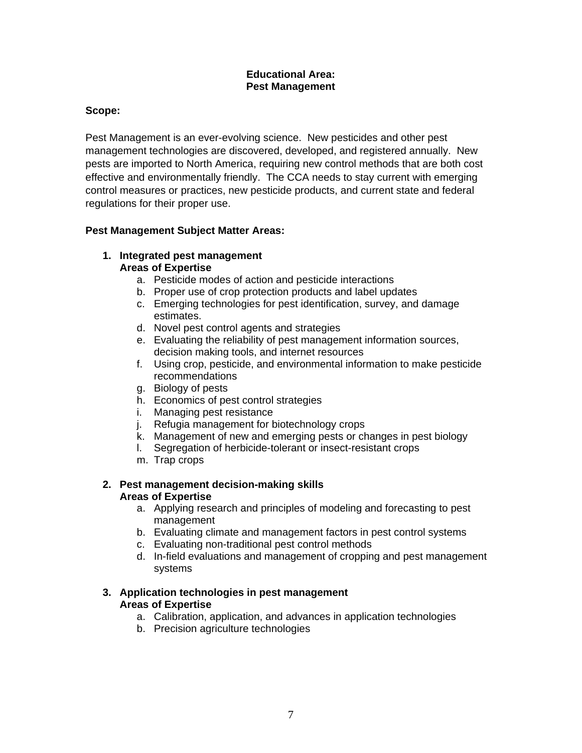**Educational Area:**
**Pest Management**

**Scope:**

Pest Management is an ever-evolving science. New pesticides and other pest management technologies are discovered, developed, and registered annually. New pests are imported to North America, requiring new control methods that are both cost effective and environmentally friendly. The CCA needs to stay current with emerging control measures or practices, new pesticide products, and current state and federal regulations for their proper use.

**Pest Management Subject Matter Areas:**

1. **Integrated pest management**
   **Areas of Expertise**
   a. Pesticide modes of action and pesticide interactions
   b. Proper use of crop protection products and label updates
   c. Emerging technologies for pest identification, survey, and damage estimates.
   d. Novel pest control agents and strategies
   e. Evaluating the reliability of pest management information sources, decision making tools, and internet resources
   f. Using crop, pesticide, and environmental information to make pesticide recommendations
   g. Biology of pests
   h. Economics of pest control strategies
   i. Managing pest resistance
   j. Refugia management for biotechnology crops
   k. Management of new and emerging pests or changes in pest biology
   l. Segregation of herbicide-tolerant or insect-resistant crops
   m. Trap crops

2. **Pest management decision-making skills**
   **Areas of Expertise**
   a. Applying research and principles of modeling and forecasting to pest management
   b. Evaluating climate and management factors in pest control systems
   c. Evaluating non-traditional pest control methods
   d. In-field evaluations and management of cropping and pest management systems

3. **Application technologies in pest management**
   **Areas of Expertise**
   a. Calibration, application, and advances in application technologies
   b. Precision agriculture technologies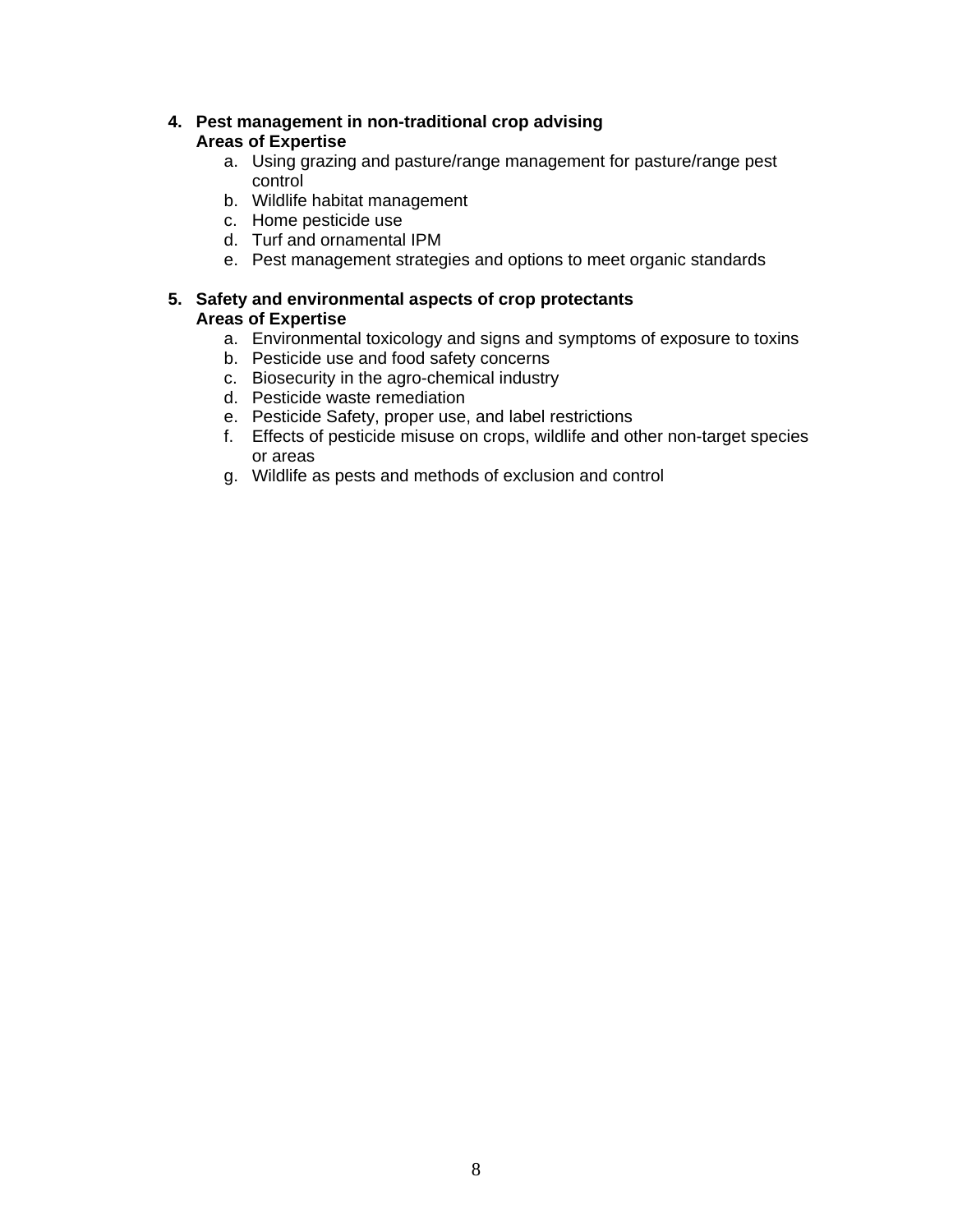4. **Pest management in non-traditional crop advising**
   **Areas of Expertise**
    a. Using grazing and pasture/range management for pasture/range pest control
    b. Wildlife habitat management
    c. Home pesticide use
    d. Turf and ornamental IPM
    e. Pest management strategies and options to meet organic standards

5. **Safety and environmental aspects of crop protectants**
   **Areas of Expertise**
    a. Environmental toxicology and signs and symptoms of exposure to toxins
    b. Pesticide use and food safety concerns
    c. Biosecurity in the agro-chemical industry
    d. Pesticide waste remediation
    e. Pesticide Safety, proper use, and label restrictions
    f. Effects of pesticide misuse on crops, wildlife and other non-target species or areas
    g. Wildlife as pests and methods of exclusion and control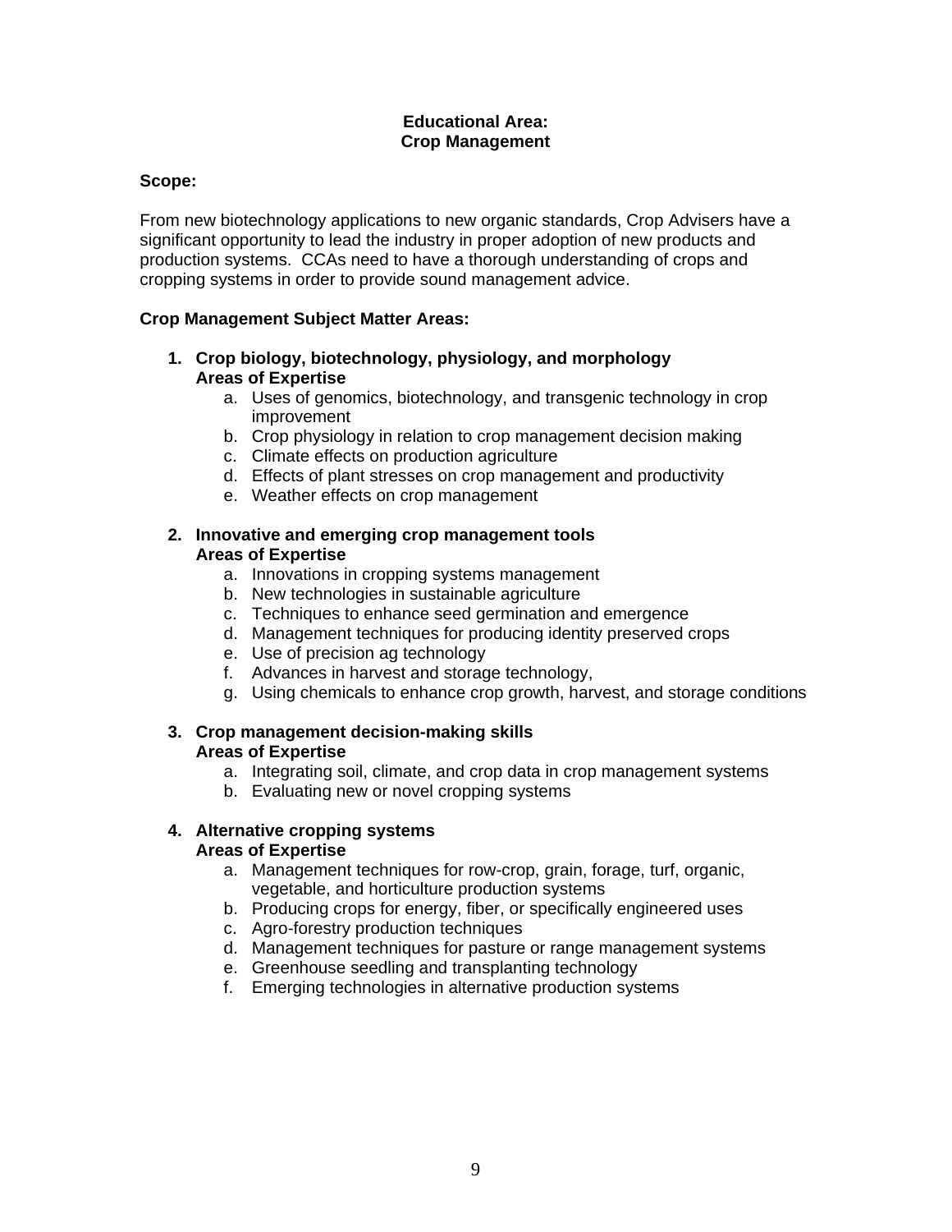**Educational Area:**
**Crop Management**

**Scope:**

From new biotechnology applications to new organic standards, Crop Advisers have a significant opportunity to lead the industry in proper adoption of new products and production systems.  CCAs need to have a thorough understanding of crops and cropping systems in order to provide sound management advice.

**Crop Management Subject Matter Areas:**

1. **Crop biology, biotechnology, physiology, and morphology**
   **Areas of Expertise**
   a. Uses of genomics, biotechnology, and transgenic technology in crop improvement
   b. Crop physiology in relation to crop management decision making
   c. Climate effects on production agriculture
   d. Effects of plant stresses on crop management and productivity
   e. Weather effects on crop management

2. **Innovative and emerging crop management tools**
   **Areas of Expertise**
   a. Innovations in cropping systems management
   b. New technologies in sustainable agriculture
   c. Techniques to enhance seed germination and emergence
   d. Management techniques for producing identity preserved crops
   e. Use of precision ag technology
   f. Advances in harvest and storage technology,
   g. Using chemicals to enhance crop growth, harvest, and storage conditions

3. **Crop management decision-making skills**
   **Areas of Expertise**
   a. Integrating soil, climate, and crop data in crop management systems
   b. Evaluating new or novel cropping systems

4. **Alternative cropping systems**
   **Areas of Expertise**
   a. Management techniques for row-crop, grain, forage, turf, organic, vegetable, and horticulture production systems
   b. Producing crops for energy, fiber, or specifically engineered uses
   c. Agro-forestry production techniques
   d. Management techniques for pasture or range management systems
   e. Greenhouse seedling and transplanting technology
   f. Emerging technologies in alternative production systems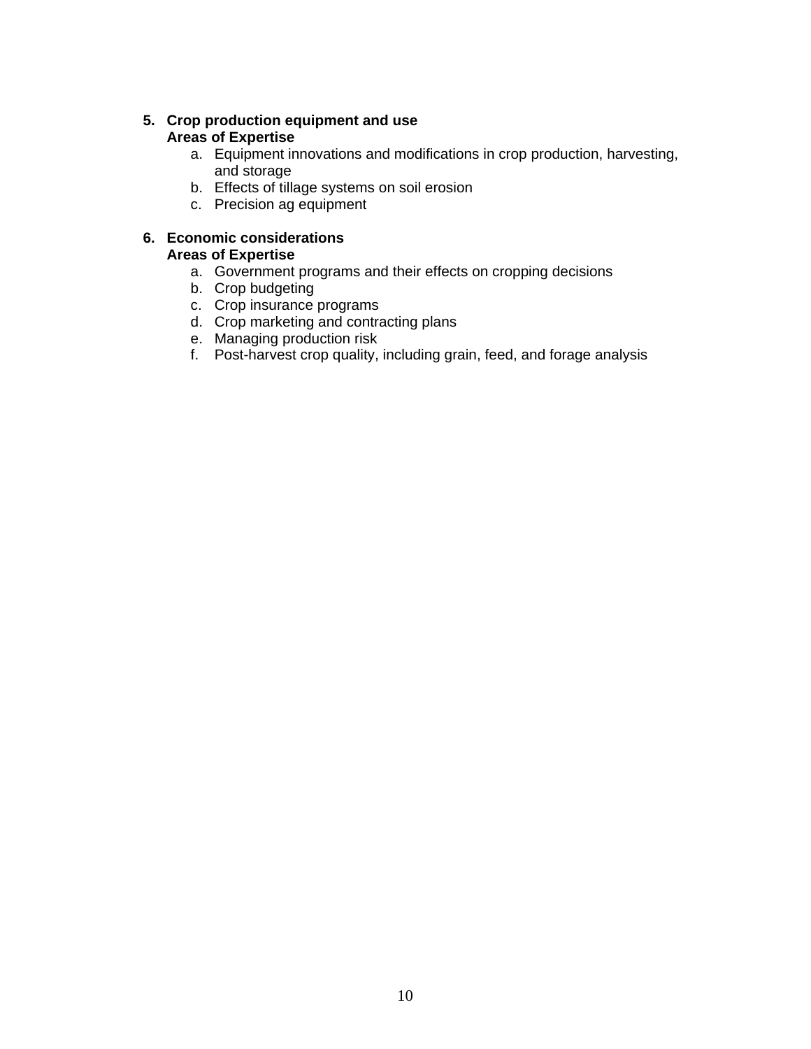5. **Crop production equipment and use**
   **Areas of Expertise**
   a. Equipment innovations and modifications in crop production, harvesting, and storage
   b. Effects of tillage systems on soil erosion
   c. Precision ag equipment

6. **Economic considerations**
   **Areas of Expertise**
   a. Government programs and their effects on cropping decisions
   b. Crop budgeting
   c. Crop insurance programs
   d. Crop marketing and contracting plans
   e. Managing production risk
   f. Post-harvest crop quality, including grain, feed, and forage analysis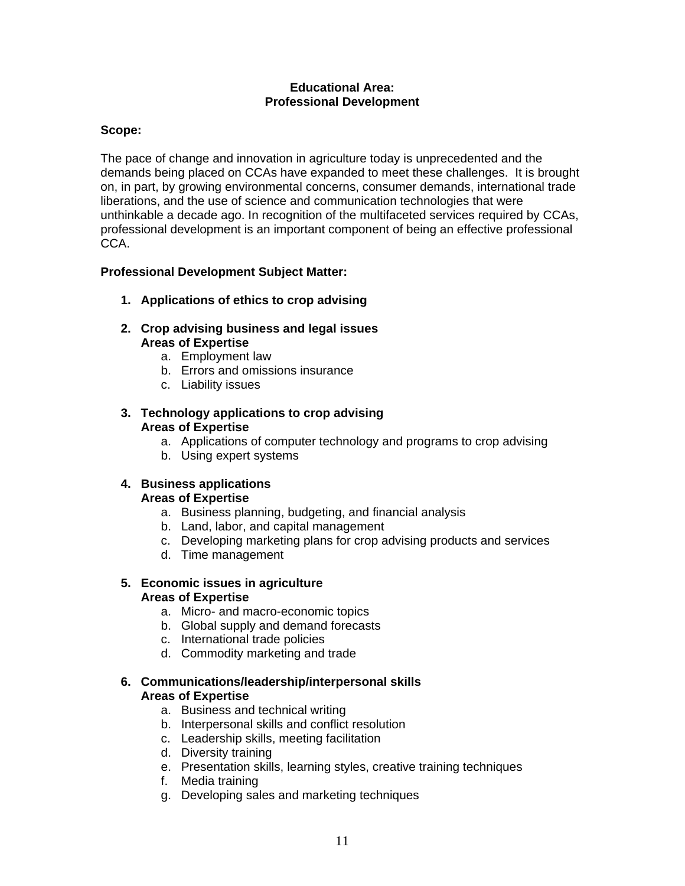**Educational Area:**
**Professional Development**

**Scope:**

The pace of change and innovation in agriculture today is unprecedented and the demands being placed on CCAs have expanded to meet these challenges. It is brought on, in part, by growing environmental concerns, consumer demands, international trade liberations, and the use of science and communication technologies that were unthinkable a decade ago. In recognition of the multifaceted services required by CCAs, professional development is an important component of being an effective professional CCA.

**Professional Development Subject Matter:**

1. **Applications of ethics to crop advising**

2. **Crop advising business and legal issues**
   **Areas of Expertise**
   a. Employment law
   b. Errors and omissions insurance
   c. Liability issues

3. **Technology applications to crop advising**
   **Areas of Expertise**
   a. Applications of computer technology and programs to crop advising
   b. Using expert systems

4. **Business applications**
   **Areas of Expertise**
   a. Business planning, budgeting, and financial analysis
   b. Land, labor, and capital management
   c. Developing marketing plans for crop advising products and services
   d. Time management

5. **Economic issues in agriculture**
   **Areas of Expertise**
   a. Micro- and macro-economic topics
   b. Global supply and demand forecasts
   c. International trade policies
   d. Commodity marketing and trade

6. **Communications/leadership/interpersonal skills**
   **Areas of Expertise**
   a. Business and technical writing
   b. Interpersonal skills and conflict resolution
   c. Leadership skills, meeting facilitation
   d. Diversity training
   e. Presentation skills, learning styles, creative training techniques
   f. Media training
   g. Developing sales and marketing techniques